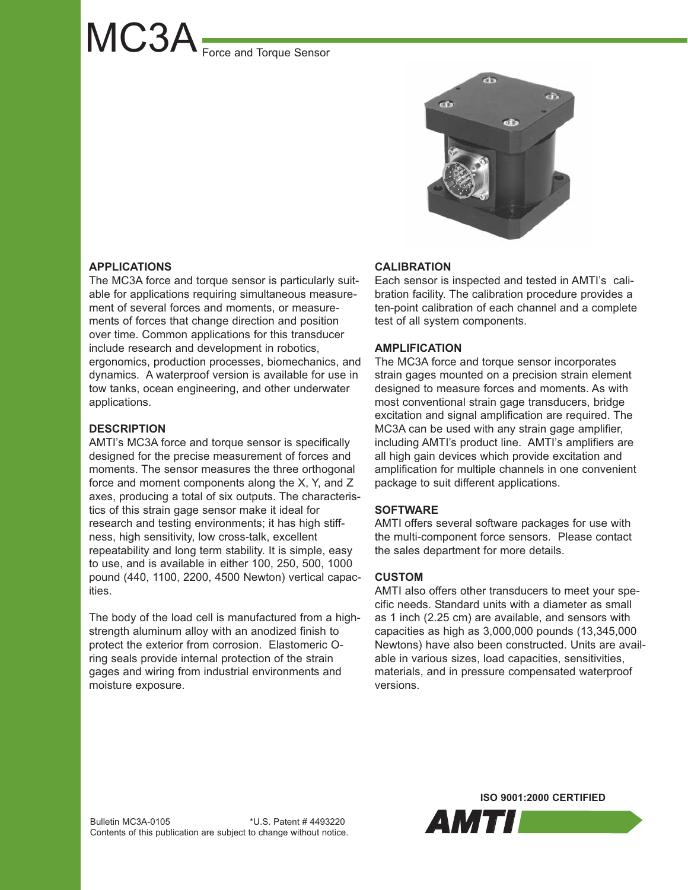# MC3A Force and Torque Sensor

## APPLICATIONS

The MC3A force and torque sensor is particularly suitable for applications requiring simultaneous measurement of several forces and moments, or measurements of forces that change direction and position over time. Common applications for this transducer include research and development in robotics, ergonomics, production processes, biomechanics, and dynamics. A waterproof version is available for use in tow tanks, ocean engineering, and other underwater applications.

## DESCRIPTION

AMTI's MC3A force and torque sensor is specifically designed for the precise measurement of forces and moments. The sensor measures the three orthogonal force and moment components along the X, Y, and Z axes, producing a total of six outputs. The characteristics of this strain gage sensor make it ideal for research and testing environments; it has high stiffness, high sensitivity, low cross-talk, excellent repeatability and long term stability. It is simple, easy to use, and is available in either 100, 250, 500, 1000 pound (440, 1100, 2200, 4500 Newton) vertical capacities.

The body of the load cell is manufactured from a high-strength aluminum alloy with an anodized finish to protect the exterior from corrosion. Elastomeric O-ring seals provide internal protection of the strain gages and wiring from industrial environments and moisture exposure.

## CALIBRATION

Each sensor is inspected and tested in AMTI's calibration facility. The calibration procedure provides a ten-point calibration of each channel and a complete test of all system components.

## AMPLIFICATION

The MC3A force and torque sensor incorporates strain gages mounted on a precision strain element designed to measure forces and moments. As with most conventional strain gage transducers, bridge excitation and signal amplification are required. The MC3A can be used with any strain gage amplifier, including AMTI's product line. AMTI's amplifiers are all high gain devices which provide excitation and amplification for multiple channels in one convenient package to suit different applications.

## SOFTWARE

AMTI offers several software packages for use with the multi-component force sensors. Please contact the sales department for more details.

## CUSTOM

AMTI also offers other transducers to meet your specific needs. Standard units with a diameter as small as 1 inch (2.25 cm) are available, and sensors with capacities as high as 3,000,000 pounds (13,345,000 Newtons) have also been constructed. Units are available in various sizes, load capacities, sensitivities, materials, and in pressure compensated waterproof versions.

Bulletin MC3A-0105 *U.S. Patent # 4493220

Contents of this publication are subject to change without notice.

ISO 9001:2000 CERTIFIED

AMTI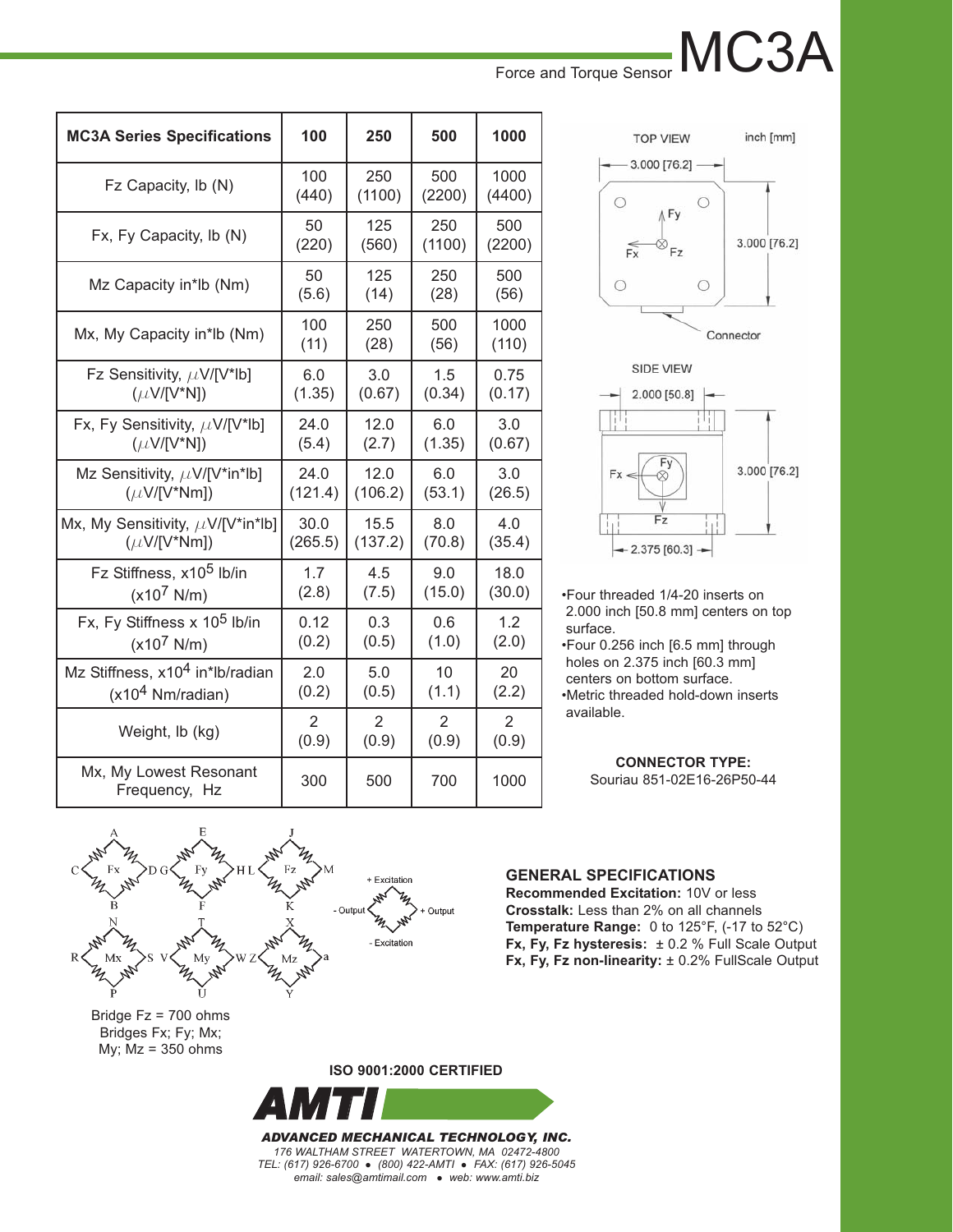# MC3A

Force and Torque Sensor

| MC3A Series Specifications | 100 | 250 | 500 | 1000 |
|---|---|---|---|---|
| Fz Capacity, lb (N) | 100 (440) | 250 (1100) | 500 (2200) | 1000 (4400) |
| Fx, Fy Capacity, lb (N) | 50 (220) | 125 (560) | 250 (1100) | 500 (2200) |
| Mz Capacity in*lb (Nm) | 50 (5.6) | 125 (14) | 250 (28) | 500 (56) |
| Mx, My Capacity in*lb (Nm) | 100 (11) | 250 (28) | 500 (56) | 1000 (110) |
| Fz Sensitivity, $\mu$V/[V*lb] ($\mu$V/[V*N]) | 6.0 (1.35) | 3.0 (0.67) | 1.5 (0.34) | 0.75 (0.17) |
| Fx, Fy Sensitivity, $\mu$V/[V*lb] ($\mu$V/[V*N]) | 24.0 (5.4) | 12.0 (2.7) | 6.0 (1.35) | 3.0 (0.67) |
| Mz Sensitivity, $\mu$V/[V*in*lb] ($\mu$V/[V*Nm]) | 24.0 (121.4) | 12.0 (106.2) | 6.0 (53.1) | 3.0 (26.5) |
| Mx, My Sensitivity, $\mu$V/[V*in*lb] ($\mu$V/[V*Nm]) | 30.0 (265.5) | 15.5 (137.2) | 8.0 (70.8) | 4.0 (35.4) |
| Fz Stiffness, x$10^5$ lb/in (x$10^7$ N/m) | 1.7 (2.8) | 4.5 (7.5) | 9.0 (15.0) | 18.0 (30.0) |
| Fx, Fy Stiffness x $10^5$ lb/in (x$10^7$ N/m) | 0.12 (0.2) | 0.3 (0.5) | 0.6 (1.0) | 1.2 (2.0) |
| Mz Stiffness, x$10^4$ in*lb/radian (x$10^4$ Nm/radian) | 2.0 (0.2) | 5.0 (0.5) | 10 (1.1) | 20 (2.2) |
| Weight, lb (kg) | 2 (0.9) | 2 (0.9) | 2 (0.9) | 2 (0.9) |
| Mx, My Lowest Resonant Frequency, Hz | 300 | 500 | 700 | 1000 |

TOP VIEW inch [mm]

3.000 [76.2]

Fy

Fx

Fz

3.000 [76.2]

Connector

SIDE VIEW

2.000 [50.8]

Fy

Fx

Fz

3.000 [76.2]

2.375 [60.3]

- Four threaded 1/4-20 inserts on 2.000 inch [50.8 mm] centers on top surface.
- Four 0.256 inch [6.5 mm] through holes on 2.375 inch [60.3 mm] centers on bottom surface.
- Metric threaded hold-down inserts available.

**CONNECTOR TYPE:**
Souriau 851-02E16-26P50-44

A Fx B C D; E Fy F G H; J Fz K L M; N Mx P R S; T My U V W; X Mz Y Z a

+ Excitation
- Output
+ Output
- Excitation

Bridge Fz = 700 ohms
Bridges Fx; Fy; Mx; My; Mz = 350 ohms

## GENERAL SPECIFICATIONS

**Recommended Excitation:** 10V or less
**Crosstalk:** Less than 2% on all channels
**Temperature Range:** 0 to 125°F, (-17 to 52°C)
**Fx, Fy, Fz hysteresis:** ± 0.2 % Full Scale Output
**Fx, Fy, Fz non-linearity:** ± 0.2% FullScale Output

**ISO 9001:2000 CERTIFIED**

AMTI

***ADVANCED MECHANICAL TECHNOLOGY, INC.***
*176 WALTHAM STREET WATERTOWN, MA 02472-4800*
*TEL: (617) 926-6700 • (800) 422-AMTI • FAX: (617) 926-5045*
*email: sales@amtimail.com • web: www.amti.biz*